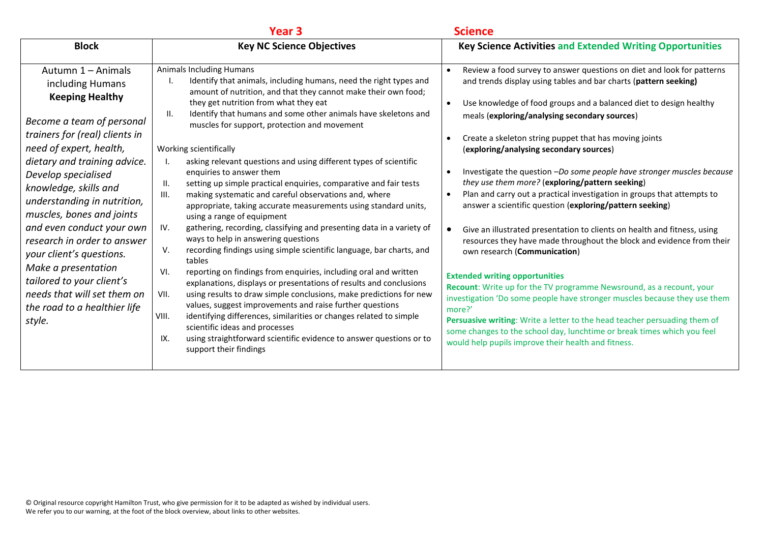## Year 3 Science

| Block | Key NC Science Objectives | Key Science Activities and Extended Writing Opportunities |
|---|---|---|
| Autumn 1 – Animals including Humans<br>**Keeping Healthy**<br><br>*Become a team of personal trainers for (real) clients in need of expert, health, dietary and training advice. Develop specialised knowledge, skills and understanding in nutrition, muscles, bones and joints and even conduct your own research in order to answer your client's questions. Make a presentation tailored to your client's needs that will set them on the road to a healthier life style.* | Animals Including Humans<br>I. Identify that animals, including humans, need the right types and amount of nutrition, and that they cannot make their own food; they get nutrition from what they eat<br>II. Identify that humans and some other animals have skeletons and muscles for support, protection and movement<br><br>Working scientifically<br>I. asking relevant questions and using different types of scientific enquiries to answer them<br>II. setting up simple practical enquiries, comparative and fair tests<br>III. making systematic and careful observations and, where appropriate, taking accurate measurements using standard units, using a range of equipment<br>IV. gathering, recording, classifying and presenting data in a variety of ways to help in answering questions<br>V. recording findings using simple scientific language, bar charts, and tables<br>VI. reporting on findings from enquiries, including oral and written explanations, displays or presentations of results and conclusions<br>VII. using results to draw simple conclusions, make predictions for new values, suggest improvements and raise further questions<br>VIII. identifying differences, similarities or changes related to simple scientific ideas and processes<br>IX. using straightforward scientific evidence to answer questions or to support their findings | • Review a food survey to answer questions on diet and look for patterns and trends display using tables and bar charts (**pattern seeking**)<br><br>• Use knowledge of food groups and a balanced diet to design healthy meals (**exploring/analysing secondary sources**)<br><br>• Create a skeleton string puppet that has moving joints (**exploring/analysing secondary sources**)<br><br>• Investigate the question –*Do some people have stronger muscles because they use them more?* (**exploring/pattern seeking**)<br>• Plan and carry out a practical investigation in groups that attempts to answer a scientific question (**exploring/pattern seeking**)<br><br>• Give an illustrated presentation to clients on health and fitness, using resources they have made throughout the block and evidence from their own research (**Communication**)<br><br>**Extended writing opportunities**<br>**Recount**: Write up for the TV programme Newsround, as a recount, your investigation 'Do some people have stronger muscles because they use them more?'<br>**Persuasive writing**: Write a letter to the head teacher persuading them of some changes to the school day, lunchtime or break times which you feel would help pupils improve their health and fitness. |

© Original resource copyright Hamilton Trust, who give permission for it to be adapted as wished by individual users.
We refer you to our warning, at the foot of the block overview, about links to other websites.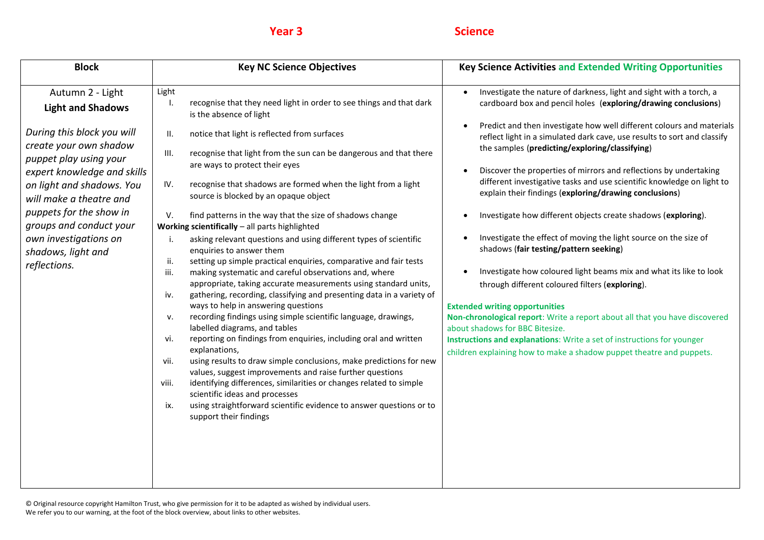**Year 3** **Science**

| Block | Key NC Science Objectives | Key Science Activities and Extended Writing Opportunities |
|---|---|---|
| Autumn 2 - Light<br>**Light and Shadows**<br><br>*During this block you will create your own shadow puppet play using your expert knowledge and skills on light and shadows. You will make a theatre and puppets for the show in groups and conduct your own investigations on shadows, light and reflections.* | Light<br>I. recognise that they need light in order to see things and that dark is the absence of light<br>II. notice that light is reflected from surfaces<br>III. recognise that light from the sun can be dangerous and that there are ways to protect their eyes<br>IV. recognise that shadows are formed when the light from a light source is blocked by an opaque object<br>V. find patterns in the way that the size of shadows change<br>**Working scientifically** – all parts highlighted<br>i. asking relevant questions and using different types of scientific enquiries to answer them<br>ii. setting up simple practical enquiries, comparative and fair tests<br>iii. making systematic and careful observations and, where appropriate, taking accurate measurements using standard units,<br>iv. gathering, recording, classifying and presenting data in a variety of ways to help in answering questions<br>v. recording findings using simple scientific language, drawings, labelled diagrams, and tables<br>vi. reporting on findings from enquiries, including oral and written explanations,<br>vii. using results to draw simple conclusions, make predictions for new values, suggest improvements and raise further questions<br>viii. identifying differences, similarities or changes related to simple scientific ideas and processes<br>ix. using straightforward scientific evidence to answer questions or to support their findings | • Investigate the nature of darkness, light and sight with a torch, a cardboard box and pencil holes (**exploring/drawing conclusions**)<br>• Predict and then investigate how well different colours and materials reflect light in a simulated dark cave, use results to sort and classify the samples (**predicting/exploring/classifying**)<br>• Discover the properties of mirrors and reflections by undertaking different investigative tasks and use scientific knowledge on light to explain their findings (**exploring/drawing conclusions**)<br>• Investigate how different objects create shadows (**exploring**).<br>• Investigate the effect of moving the light source on the size of shadows (**fair testing/pattern seeking**)<br>• Investigate how coloured light beams mix and what its like to look through different coloured filters (**exploring**).<br><br>**Extended writing opportunities**<br>**Non-chronological report**: Write a report about all that you have discovered about shadows for BBC Bitesize.<br>**Instructions and explanations**: Write a set of instructions for younger children explaining how to make a shadow puppet theatre and puppets. |

© Original resource copyright Hamilton Trust, who give permission for it to be adapted as wished by individual users.
We refer you to our warning, at the foot of the block overview, about links to other websites.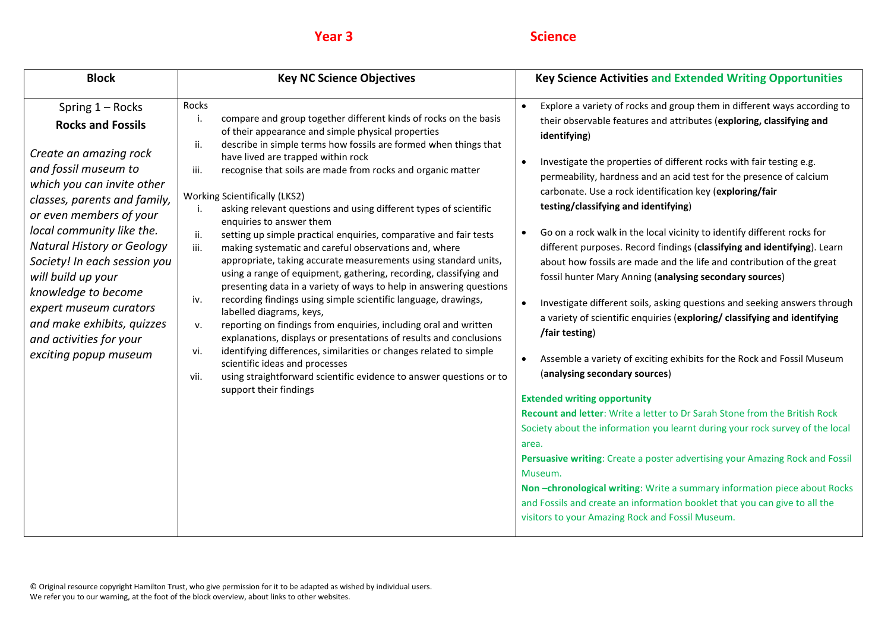**Year 3** **Science**

| Block | Key NC Science Objectives | Key Science Activities and Extended Writing Opportunities |
|---|---|---|
| Spring 1 – Rocks<br>**Rocks and Fossils**<br><br>*Create an amazing rock and fossil museum to which you can invite other classes, parents and family, or even members of your local community like the. Natural History or Geology Society! In each session you will build up your knowledge to become expert museum curators and make exhibits, quizzes and activities for your exciting popup museum* | Rocks<br>i. compare and group together different kinds of rocks on the basis of their appearance and simple physical properties<br>ii. describe in simple terms how fossils are formed when things that have lived are trapped within rock<br>iii. recognise that soils are made from rocks and organic matter<br><br>Working Scientifically (LKS2)<br>i. asking relevant questions and using different types of scientific enquiries to answer them<br>ii. setting up simple practical enquiries, comparative and fair tests<br>iii. making systematic and careful observations and, where appropriate, taking accurate measurements using standard units, using a range of equipment, gathering, recording, classifying and presenting data in a variety of ways to help in answering questions<br>iv. recording findings using simple scientific language, drawings, labelled diagrams, keys,<br>v. reporting on findings from enquiries, including oral and written explanations, displays or presentations of results and conclusions<br>vi. identifying differences, similarities or changes related to simple scientific ideas and processes<br>vii. using straightforward scientific evidence to answer questions or to support their findings | • Explore a variety of rocks and group them in different ways according to their observable features and attributes (**exploring, classifying and identifying**)<br><br>• Investigate the properties of different rocks with fair testing e.g. permeability, hardness and an acid test for the presence of calcium carbonate. Use a rock identification key (**exploring/fair testing/classifying and identifying**)<br><br>• Go on a rock walk in the local vicinity to identify different rocks for different purposes. Record findings (**classifying and identifying**). Learn about how fossils are made and the life and contribution of the great fossil hunter Mary Anning (**analysing secondary sources**)<br><br>• Investigate different soils, asking questions and seeking answers through a variety of scientific enquiries (**exploring/ classifying and identifying /fair testing**)<br><br>• Assemble a variety of exciting exhibits for the Rock and Fossil Museum (**analysing secondary sources**)<br><br>**Extended writing opportunity**<br>**Recount and letter**: Write a letter to Dr Sarah Stone from the British Rock Society about the information you learnt during your rock survey of the local area.<br>**Persuasive writing**: Create a poster advertising your Amazing Rock and Fossil Museum.<br>**Non –chronological writing**: Write a summary information piece about Rocks and Fossils and create an information booklet that you can give to all the visitors to your Amazing Rock and Fossil Museum. |

© Original resource copyright Hamilton Trust, who give permission for it to be adapted as wished by individual users.
We refer you to our warning, at the foot of the block overview, about links to other websites.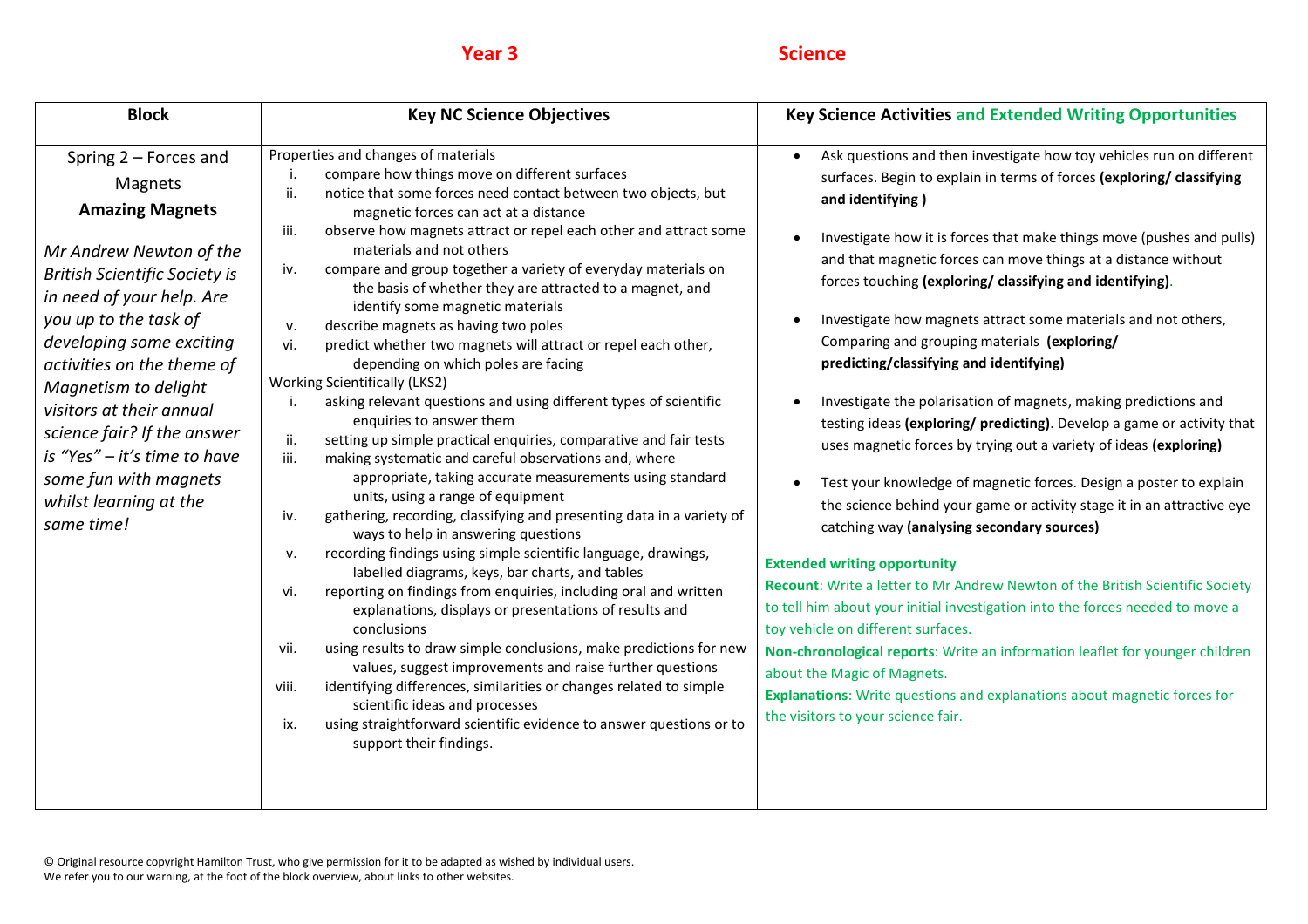**Year 3** **Science**

| Block | Key NC Science Objectives | Key Science Activities and Extended Writing Opportunities |
| --- | --- | --- |
| Spring 2 – Forces and Magnets<br>**Amazing Magnets**<br><br>*Mr Andrew Newton of the British Scientific Society is in need of your help. Are you up to the task of developing some exciting activities on the theme of Magnetism to delight visitors at their annual science fair? If the answer is "Yes" – it's time to have some fun with magnets whilst learning at the same time!* | Properties and changes of materials<br>i. compare how things move on different surfaces<br>ii. notice that some forces need contact between two objects, but magnetic forces can act at a distance<br>iii. observe how magnets attract or repel each other and attract some materials and not others<br>iv. compare and group together a variety of everyday materials on the basis of whether they are attracted to a magnet, and identify some magnetic materials<br>v. describe magnets as having two poles<br>vi. predict whether two magnets will attract or repel each other, depending on which poles are facing<br>Working Scientifically (LKS2)<br>i. asking relevant questions and using different types of scientific enquiries to answer them<br>ii. setting up simple practical enquiries, comparative and fair tests<br>iii. making systematic and careful observations and, where appropriate, taking accurate measurements using standard units, using a range of equipment<br>iv. gathering, recording, classifying and presenting data in a variety of ways to help in answering questions<br>v. recording findings using simple scientific language, drawings, labelled diagrams, keys, bar charts, and tables<br>vi. reporting on findings from enquiries, including oral and written explanations, displays or presentations of results and conclusions<br>vii. using results to draw simple conclusions, make predictions for new values, suggest improvements and raise further questions<br>viii. identifying differences, similarities or changes related to simple scientific ideas and processes<br>ix. using straightforward scientific evidence to answer questions or to support their findings. | • Ask questions and then investigate how toy vehicles run on different surfaces. Begin to explain in terms of forces **(exploring/ classifying and identifying )**<br>• Investigate how it is forces that make things move (pushes and pulls) and that magnetic forces can move things at a distance without forces touching **(exploring/ classifying and identifying)**.<br>• Investigate how magnets attract some materials and not others, Comparing and grouping materials **(exploring/ predicting/classifying and identifying)**<br>• Investigate the polarisation of magnets, making predictions and testing ideas **(exploring/ predicting)**. Develop a game or activity that uses magnetic forces by trying out a variety of ideas **(exploring)**<br>• Test your knowledge of magnetic forces. Design a poster to explain the science behind your game or activity stage it in an attractive eye catching way **(analysing secondary sources)**<br><br>**Extended writing opportunity**<br>**Recount**: Write a letter to Mr Andrew Newton of the British Scientific Society to tell him about your initial investigation into the forces needed to move a toy vehicle on different surfaces.<br>**Non-chronological reports**: Write an information leaflet for younger children about the Magic of Magnets.<br>**Explanations**: Write questions and explanations about magnetic forces for the visitors to your science fair. |

© Original resource copyright Hamilton Trust, who give permission for it to be adapted as wished by individual users.
We refer you to our warning, at the foot of the block overview, about links to other websites.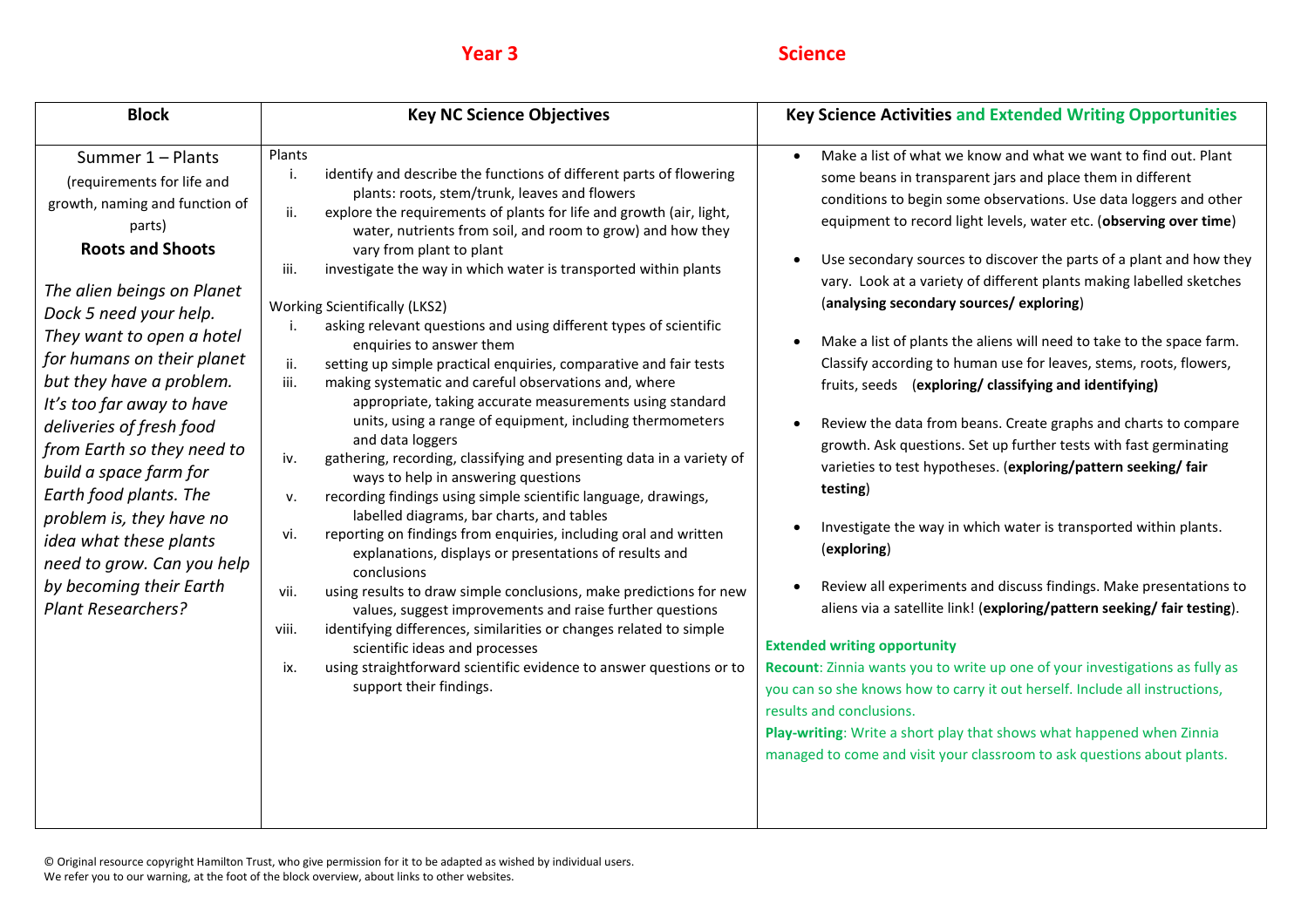**Year 3** **Science**

| Block | Key NC Science Objectives | Key Science Activities and Extended Writing Opportunities |
|---|---|---|
| Summer 1 – Plants<br>(requirements for life and growth, naming and function of parts)<br>**Roots and Shoots**<br><br>*The alien beings on Planet Dock 5 need your help. They want to open a hotel for humans on their planet but they have a problem. It's too far away to have deliveries of fresh food from Earth so they need to build a space farm for Earth food plants. The problem is, they have no idea what these plants need to grow. Can you help by becoming their Earth Plant Researchers?* | Plants<br>i. identify and describe the functions of different parts of flowering plants: roots, stem/trunk, leaves and flowers<br>ii. explore the requirements of plants for life and growth (air, light, water, nutrients from soil, and room to grow) and how they vary from plant to plant<br>iii. investigate the way in which water is transported within plants<br><br>Working Scientifically (LKS2)<br>i. asking relevant questions and using different types of scientific enquiries to answer them<br>ii. setting up simple practical enquiries, comparative and fair tests<br>iii. making systematic and careful observations and, where appropriate, taking accurate measurements using standard units, using a range of equipment, including thermometers and data loggers<br>iv. gathering, recording, classifying and presenting data in a variety of ways to help in answering questions<br>v. recording findings using simple scientific language, drawings, labelled diagrams, bar charts, and tables<br>vi. reporting on findings from enquiries, including oral and written explanations, displays or presentations of results and conclusions<br>vii. using results to draw simple conclusions, make predictions for new values, suggest improvements and raise further questions<br>viii. identifying differences, similarities or changes related to simple scientific ideas and processes<br>ix. using straightforward scientific evidence to answer questions or to support their findings. | • Make a list of what we know and what we want to find out. Plant some beans in transparent jars and place them in different conditions to begin some observations. Use data loggers and other equipment to record light levels, water etc. (**observing over time**)<br>• Use secondary sources to discover the parts of a plant and how they vary. Look at a variety of different plants making labelled sketches (**analysing secondary sources/ exploring**)<br>• Make a list of plants the aliens will need to take to the space farm. Classify according to human use for leaves, stems, roots, flowers, fruits, seeds (**exploring/ classifying and identifying)**<br>• Review the data from beans. Create graphs and charts to compare growth. Ask questions. Set up further tests with fast germinating varieties to test hypotheses. (**exploring/pattern seeking/ fair testing**)<br>• Investigate the way in which water is transported within plants. (**exploring**)<br>• Review all experiments and discuss findings. Make presentations to aliens via a satellite link! (**exploring/pattern seeking/ fair testing**).<br><br>**Extended writing opportunity**<br>**Recount**: Zinnia wants you to write up one of your investigations as fully as you can so she knows how to carry it out herself. Include all instructions, results and conclusions.<br>**Play-writing**: Write a short play that shows what happened when Zinnia managed to come and visit your classroom to ask questions about plants. |

© Original resource copyright Hamilton Trust, who give permission for it to be adapted as wished by individual users.
We refer you to our warning, at the foot of the block overview, about links to other websites.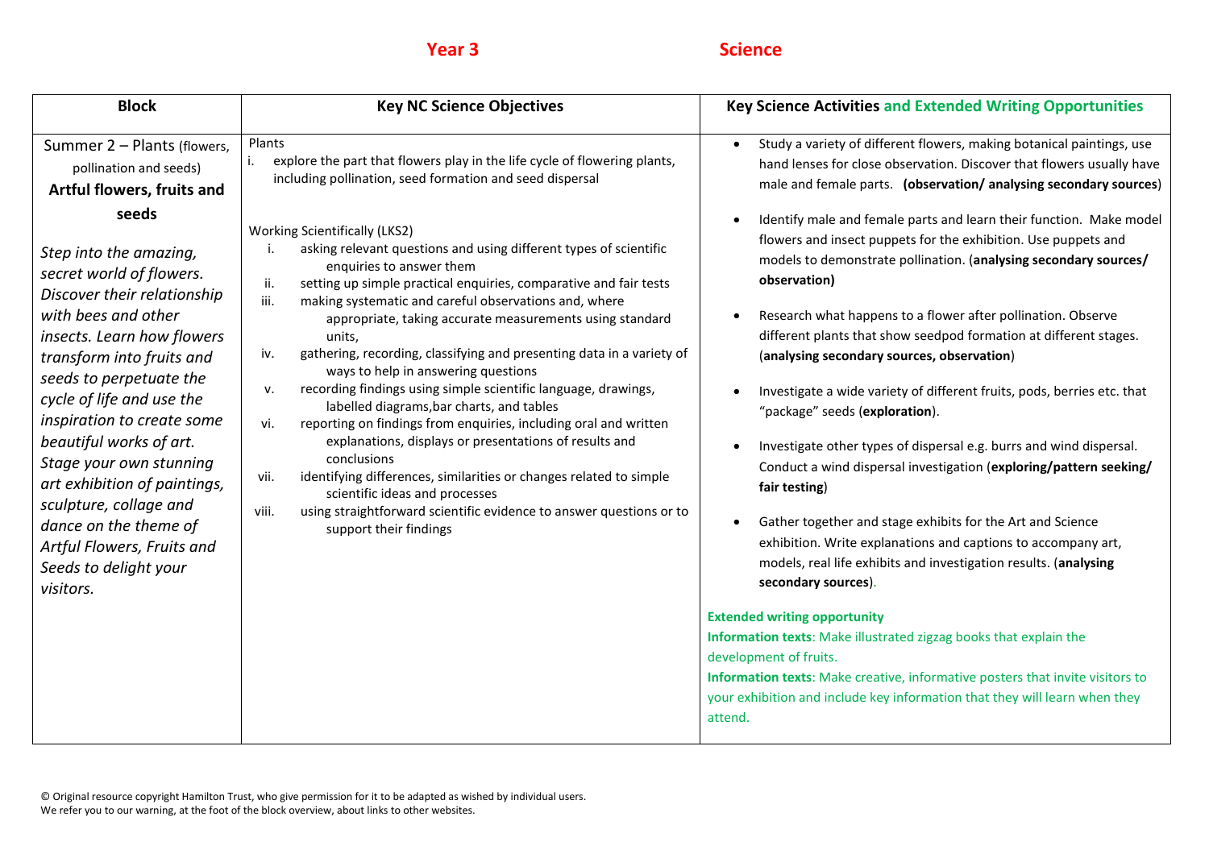**Year 3** **Science**

| Block | Key NC Science Objectives | Key Science Activities and Extended Writing Opportunities |
|---|---|---|
| Summer 2 – Plants (flowers, pollination and seeds)<br>**Artful flowers, fruits and seeds**<br><br>*Step into the amazing, secret world of flowers. Discover their relationship with bees and other insects. Learn how flowers transform into fruits and seeds to perpetuate the cycle of life and use the inspiration to create some beautiful works of art. Stage your own stunning art exhibition of paintings, sculpture, collage and dance on the theme of Artful Flowers, Fruits and Seeds to delight your visitors.* | Plants<br>i. explore the part that flowers play in the life cycle of flowering plants, including pollination, seed formation and seed dispersal<br><br>Working Scientifically (LKS2)<br>i. asking relevant questions and using different types of scientific enquiries to answer them<br>ii. setting up simple practical enquiries, comparative and fair tests<br>iii. making systematic and careful observations and, where appropriate, taking accurate measurements using standard units,<br>iv. gathering, recording, classifying and presenting data in a variety of ways to help in answering questions<br>v. recording findings using simple scientific language, drawings, labelled diagrams,bar charts, and tables<br>vi. reporting on findings from enquiries, including oral and written explanations, displays or presentations of results and conclusions<br>vii. identifying differences, similarities or changes related to simple scientific ideas and processes<br>viii. using straightforward scientific evidence to answer questions or to support their findings | • Study a variety of different flowers, making botanical paintings, use hand lenses for close observation. Discover that flowers usually have male and female parts. **(observation/ analysing secondary sources)**<br><br>• Identify male and female parts and learn their function. Make model flowers and insect puppets for the exhibition. Use puppets and models to demonstrate pollination. (**analysing secondary sources/ observation)**<br><br>• Research what happens to a flower after pollination. Observe different plants that show seedpod formation at different stages. (**analysing secondary sources, observation**)<br><br>• Investigate a wide variety of different fruits, pods, berries etc. that "package" seeds (**exploration**).<br><br>• Investigate other types of dispersal e.g. burrs and wind dispersal. Conduct a wind dispersal investigation (**exploring/pattern seeking/ fair testing**)<br><br>• Gather together and stage exhibits for the Art and Science exhibition. Write explanations and captions to accompany art, models, real life exhibits and investigation results. (**analysing secondary sources**).<br><br>**Extended writing opportunity**<br>**Information texts**: Make illustrated zigzag books that explain the development of fruits.<br>**Information texts**: Make creative, informative posters that invite visitors to your exhibition and include key information that they will learn when they attend. |

© Original resource copyright Hamilton Trust, who give permission for it to be adapted as wished by individual users.
We refer you to our warning, at the foot of the block overview, about links to other websites.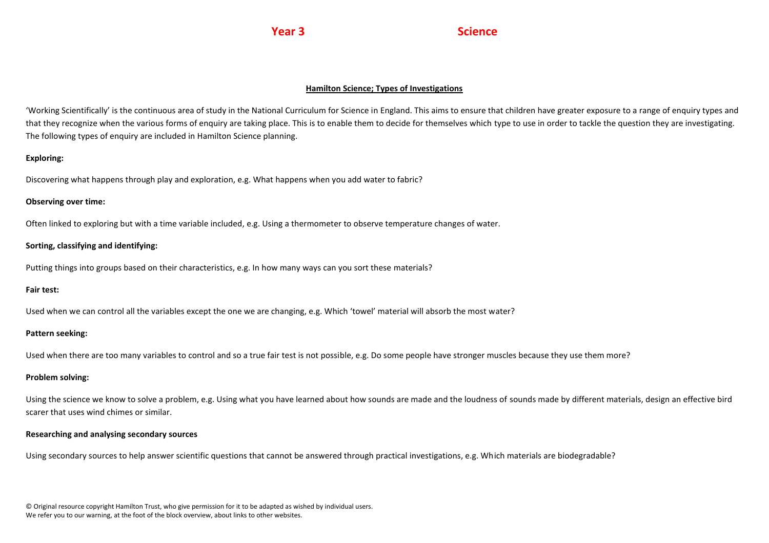**Year 3** **Science**

## Hamilton Science; Types of Investigations

'Working Scientifically' is the continuous area of study in the National Curriculum for Science in England. This aims to ensure that children have greater exposure to a range of enquiry types and that they recognize when the various forms of enquiry are taking place. This is to enable them to decide for themselves which type to use in order to tackle the question they are investigating. The following types of enquiry are included in Hamilton Science planning.

**Exploring:**

Discovering what happens through play and exploration, e.g. What happens when you add water to fabric?

**Observing over time:**

Often linked to exploring but with a time variable included, e.g. Using a thermometer to observe temperature changes of water.

**Sorting, classifying and identifying:**

Putting things into groups based on their characteristics, e.g. In how many ways can you sort these materials?

**Fair test:**

Used when we can control all the variables except the one we are changing, e.g. Which 'towel' material will absorb the most water?

**Pattern seeking:**

Used when there are too many variables to control and so a true fair test is not possible, e.g. Do some people have stronger muscles because they use them more?

**Problem solving:**

Using the science we know to solve a problem, e.g. Using what you have learned about how sounds are made and the loudness of sounds made by different materials, design an effective bird scarer that uses wind chimes or similar.

**Researching and analysing secondary sources**

Using secondary sources to help answer scientific questions that cannot be answered through practical investigations, e.g. Which materials are biodegradable?

© Original resource copyright Hamilton Trust, who give permission for it to be adapted as wished by individual users.
We refer you to our warning, at the foot of the block overview, about links to other websites.